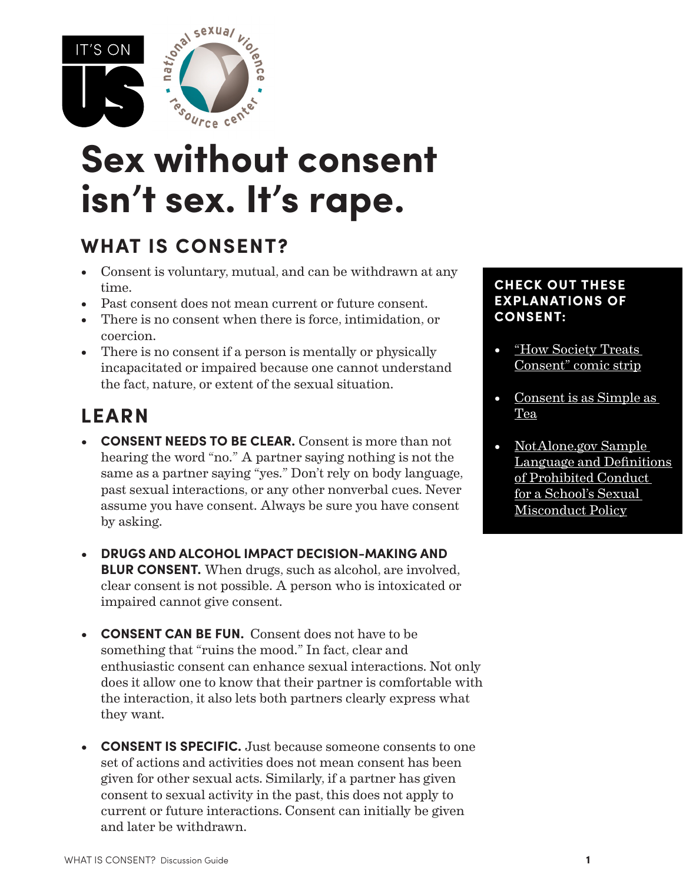# Sex without consent isn't sex. It's rape.

## WHAT IS CONSENT?

- Consent is voluntary, mutual, and can be withdrawn at any time.
- Past consent does not mean current or future consent.
- There is no consent when there is force, intimidation, or coercion.
- There is no consent if a person is mentally or physically incapacitated or impaired because one cannot understand the fact, nature, or extent of the sexual situation.

## LEARN

- **CONSENT NEEDS TO BE CLEAR.** Consent is more than not hearing the word "no." A partner saying nothing is not the same as a partner saying "yes." Don't rely on body language, past sexual interactions, or any other nonverbal cues. Never assume you have consent. Always be sure you have consent by asking.

- **DRUGS AND ALCOHOL IMPACT DECISION-MAKING AND BLUR CONSENT.** When drugs, such as alcohol, are involved, clear consent is not possible. A person who is intoxicated or impaired cannot give consent.

- **CONSENT CAN BE FUN.** Consent does not have to be something that "ruins the mood." In fact, clear and enthusiastic consent can enhance sexual interactions. Not only does it allow one to know that their partner is comfortable with the interaction, it also lets both partners clearly express what they want.

- **CONSENT IS SPECIFIC.** Just because someone consents to one set of actions and activities does not mean consent has been given for other sexual acts. Similarly, if a partner has given consent to sexual activity in the past, this does not apply to current or future interactions. Consent can initially be given and later be withdrawn.

### CHECK OUT THESE EXPLANATIONS OF CONSENT:

- "How Society Treats Consent" comic strip
- Consent is as Simple as Tea
- NotAlone.gov Sample Language and Definitions of Prohibited Conduct for a School's Sexual Misconduct Policy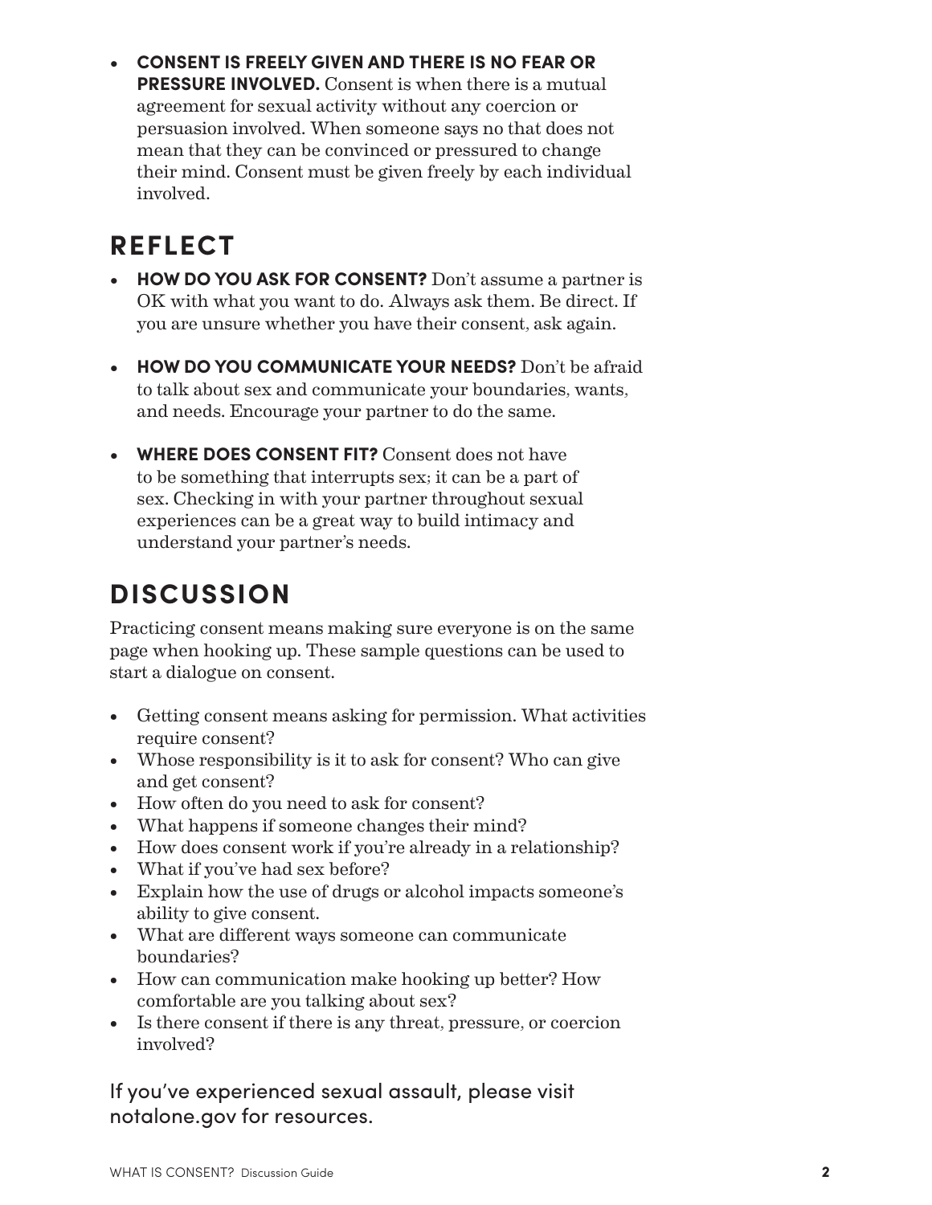- **CONSENT IS FREELY GIVEN AND THERE IS NO FEAR OR PRESSURE INVOLVED.** Consent is when there is a mutual agreement for sexual activity without any coercion or persuasion involved. When someone says no that does not mean that they can be convinced or pressured to change their mind. Consent must be given freely by each individual involved.

## REFLECT

- **HOW DO YOU ASK FOR CONSENT?** Don't assume a partner is OK with what you want to do. Always ask them. Be direct. If you are unsure whether you have their consent, ask again.

- **HOW DO YOU COMMUNICATE YOUR NEEDS?** Don't be afraid to talk about sex and communicate your boundaries, wants, and needs. Encourage your partner to do the same.

- **WHERE DOES CONSENT FIT?** Consent does not have to be something that interrupts sex; it can be a part of sex. Checking in with your partner throughout sexual experiences can be a great way to build intimacy and understand your partner's needs.

## DISCUSSION

Practicing consent means making sure everyone is on the same page when hooking up. These sample questions can be used to start a dialogue on consent.

- Getting consent means asking for permission. What activities require consent?
- Whose responsibility is it to ask for consent? Who can give and get consent?
- How often do you need to ask for consent?
- What happens if someone changes their mind?
- How does consent work if you're already in a relationship?
- What if you've had sex before?
- Explain how the use of drugs or alcohol impacts someone's ability to give consent.
- What are different ways someone can communicate boundaries?
- How can communication make hooking up better? How comfortable are you talking about sex?
- Is there consent if there is any threat, pressure, or coercion involved?

If you've experienced sexual assault, please visit notalone.gov for resources.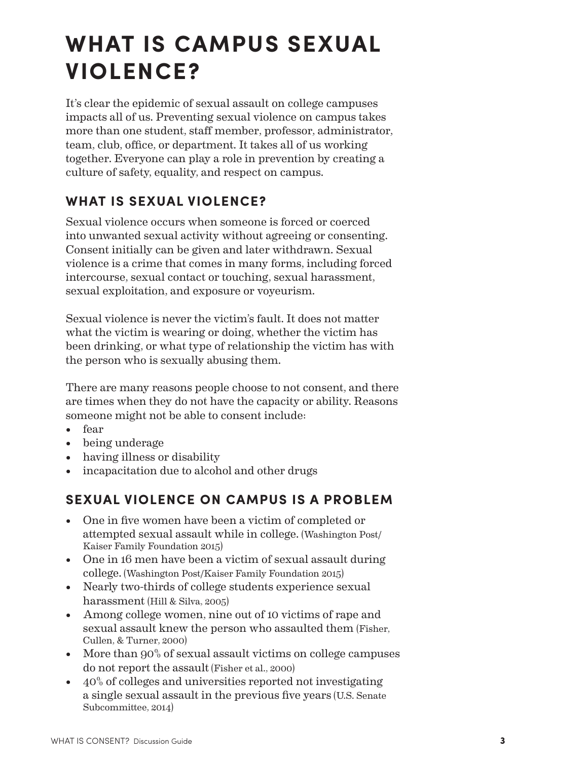# WHAT IS CAMPUS SEXUAL VIOLENCE?

It's clear the epidemic of sexual assault on college campuses impacts all of us. Preventing sexual violence on campus takes more than one student, staff member, professor, administrator, team, club, office, or department. It takes all of us working together. Everyone can play a role in prevention by creating a culture of safety, equality, and respect on campus.

## WHAT IS SEXUAL VIOLENCE?

Sexual violence occurs when someone is forced or coerced into unwanted sexual activity without agreeing or consenting. Consent initially can be given and later withdrawn. Sexual violence is a crime that comes in many forms, including forced intercourse, sexual contact or touching, sexual harassment, sexual exploitation, and exposure or voyeurism.

Sexual violence is never the victim's fault. It does not matter what the victim is wearing or doing, whether the victim has been drinking, or what type of relationship the victim has with the person who is sexually abusing them.

There are many reasons people choose to not consent, and there are times when they do not have the capacity or ability. Reasons someone might not be able to consent include:

- fear
- being underage
- having illness or disability
- incapacitation due to alcohol and other drugs

## SEXUAL VIOLENCE ON CAMPUS IS A PROBLEM

- One in five women have been a victim of completed or attempted sexual assault while in college. (Washington Post/ Kaiser Family Foundation 2015)
- One in 16 men have been a victim of sexual assault during college. (Washington Post/Kaiser Family Foundation 2015)
- Nearly two-thirds of college students experience sexual harassment (Hill & Silva, 2005)
- Among college women, nine out of 10 victims of rape and sexual assault knew the person who assaulted them (Fisher, Cullen, & Turner, 2000)
- More than 90% of sexual assault victims on college campuses do not report the assault (Fisher et al., 2000)
- 40% of colleges and universities reported not investigating a single sexual assault in the previous five years (U.S. Senate Subcommittee, 2014)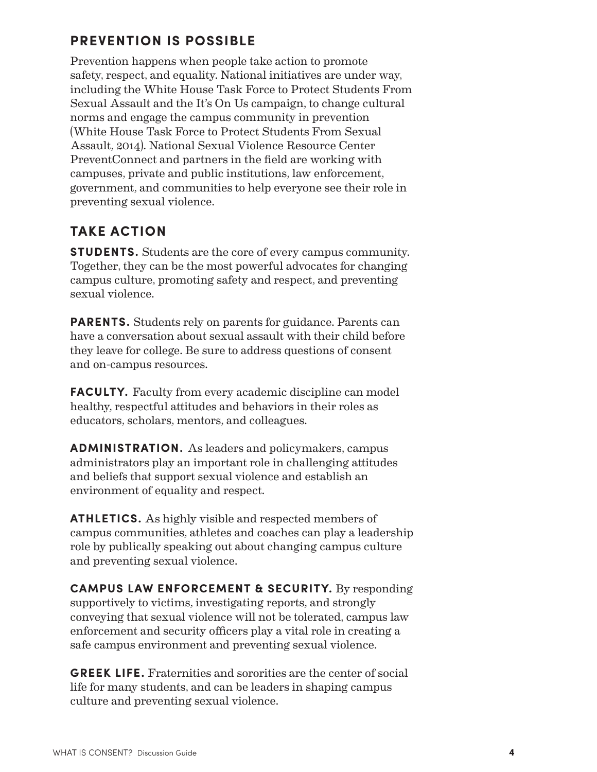## PREVENTION IS POSSIBLE

Prevention happens when people take action to promote safety, respect, and equality. National initiatives are under way, including the White House Task Force to Protect Students From Sexual Assault and the It's On Us campaign, to change cultural norms and engage the campus community in prevention (White House Task Force to Protect Students From Sexual Assault, 2014). National Sexual Violence Resource Center PreventConnect and partners in the field are working with campuses, private and public institutions, law enforcement, government, and communities to help everyone see their role in preventing sexual violence.

## TAKE ACTION

**STUDENTS.** Students are the core of every campus community. Together, they can be the most powerful advocates for changing campus culture, promoting safety and respect, and preventing sexual violence.

**PARENTS.** Students rely on parents for guidance. Parents can have a conversation about sexual assault with their child before they leave for college. Be sure to address questions of consent and on-campus resources.

**FACULTY.** Faculty from every academic discipline can model healthy, respectful attitudes and behaviors in their roles as educators, scholars, mentors, and colleagues.

**ADMINISTRATION.** As leaders and policymakers, campus administrators play an important role in challenging attitudes and beliefs that support sexual violence and establish an environment of equality and respect.

**ATHLETICS.** As highly visible and respected members of campus communities, athletes and coaches can play a leadership role by publically speaking out about changing campus culture and preventing sexual violence.

**CAMPUS LAW ENFORCEMENT & SECURITY.** By responding supportively to victims, investigating reports, and strongly conveying that sexual violence will not be tolerated, campus law enforcement and security officers play a vital role in creating a safe campus environment and preventing sexual violence.

**GREEK LIFE.** Fraternities and sororities are the center of social life for many students, and can be leaders in shaping campus culture and preventing sexual violence.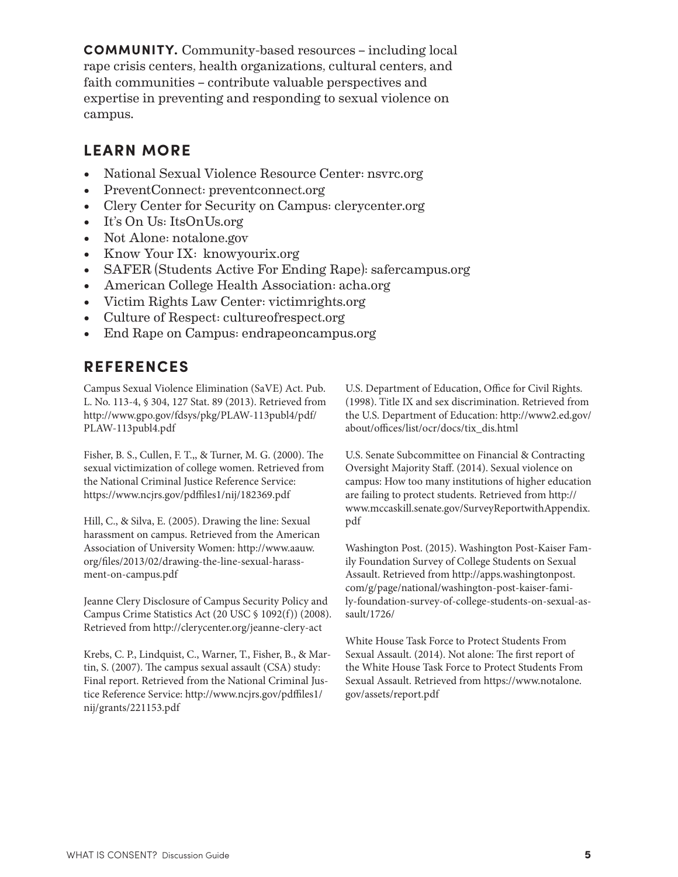**COMMUNITY.** Community-based resources – including local rape crisis centers, health organizations, cultural centers, and faith communities – contribute valuable perspectives and expertise in preventing and responding to sexual violence on campus.

## LEARN MORE

- National Sexual Violence Resource Center: nsvrc.org
- PreventConnect: preventconnect.org
- Clery Center for Security on Campus: clerycenter.org
- It's On Us: ItsOnUs.org
- Not Alone: notalone.gov
- Know Your IX: knowyourix.org
- SAFER (Students Active For Ending Rape): safercampus.org
- American College Health Association: acha.org
- Victim Rights Law Center: victimrights.org
- Culture of Respect: cultureofrespect.org
- End Rape on Campus: endrapeoncampus.org

## REFERENCES

Campus Sexual Violence Elimination (SaVE) Act. Pub. L. No. 113-4, § 304, 127 Stat. 89 (2013). Retrieved from http://www.gpo.gov/fdsys/pkg/PLAW-113publ4/pdf/PLAW-113publ4.pdf

Fisher, B. S., Cullen, F. T.,, & Turner, M. G. (2000). The sexual victimization of college women. Retrieved from the National Criminal Justice Reference Service: https://www.ncjrs.gov/pdffiles1/nij/182369.pdf

Hill, C., & Silva, E. (2005). Drawing the line: Sexual harassment on campus. Retrieved from the American Association of University Women: http://www.aauw.org/files/2013/02/drawing-the-line-sexual-harassment-on-campus.pdf

Jeanne Clery Disclosure of Campus Security Policy and Campus Crime Statistics Act (20 USC § 1092(f)) (2008). Retrieved from http://clerycenter.org/jeanne-clery-act

Krebs, C. P., Lindquist, C., Warner, T., Fisher, B., & Martin, S. (2007). The campus sexual assault (CSA) study: Final report. Retrieved from the National Criminal Justice Reference Service: http://www.ncjrs.gov/pdffiles1/nij/grants/221153.pdf

U.S. Department of Education, Office for Civil Rights. (1998). Title IX and sex discrimination. Retrieved from the U.S. Department of Education: http://www2.ed.gov/about/offices/list/ocr/docs/tix_dis.html

U.S. Senate Subcommittee on Financial & Contracting Oversight Majority Staff. (2014). Sexual violence on campus: How too many institutions of higher education are failing to protect students. Retrieved from http://www.mccaskill.senate.gov/SurveyReportwithAppendix.pdf

Washington Post. (2015). Washington Post-Kaiser Family Foundation Survey of College Students on Sexual Assault. Retrieved from http://apps.washingtonpost.com/g/page/national/washington-post-kaiser-family-foundation-survey-of-college-students-on-sexual-assault/1726/

White House Task Force to Protect Students From Sexual Assault. (2014). Not alone: The first report of the White House Task Force to Protect Students From Sexual Assault. Retrieved from https://www.notalone.gov/assets/report.pdf